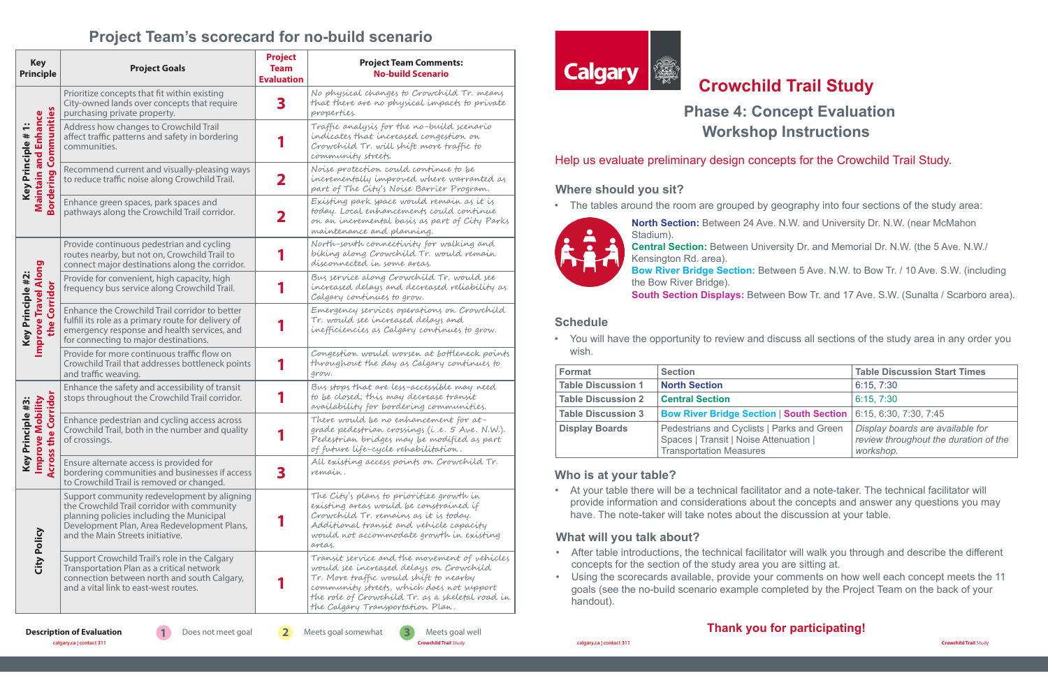## Project Team's scorecard for no-build scenario

| Key Principle | Project Goals | Project Team Evaluation | Project Team Comments: No-build Scenario |
|---|---|---|---|
| Key Principle #1: Maintain and Enhance Bordering Communities | Prioritize concepts that fit within existing City-owned lands over concepts that require purchasing private property. | 3 | No physical changes to Crowchild Tr. means that there are no physical impacts to private properties. |
| | Address how changes to Crowchild Trail affect traffic patterns and safety in bordering communities. | 1 | Traffic analysis for the no-build scenario indicates that increased congestion on Crowchild Tr. will shift more traffic to community streets. |
| | Recommend current and visually-pleasing ways to reduce traffic noise along Crowchild Trail. | 2 | Noise protection could continue to be incrementally improved where warranted as part of The City's Noise Barrier Program. |
| | Enhance green spaces, park spaces and pathways along the Crowchild Trail corridor. | 2 | Existing park space would remain as it is today. Local enhancements could continue on an incremental basis as part of City Parks maintenance and planning. |
| Key Principle #2: Improve Travel Along the Corridor | Provide continuous pedestrian and cycling routes nearby, but not on, Crowchild Trail to connect major destinations along the corridor. | 1 | North-south connectivity for walking and biking along Crowchild Tr. would remain disconnected in some areas. |
| | Provide for convenient, high capacity, high frequency bus service along Crowchild Trail. | 1 | Bus service along Crowchild Tr. would see increased delays and decreased reliability as Calgary continues to grow. |
| | Enhance the Crowchild Trail corridor to better fulfill its role as a primary route for delivery of emergency response and health services, and for connecting to major destinations. | 1 | Emergency services operations on Crowchild Tr. would see increased delays and inefficiencies as Calgary continues to grow. |
| | Provide for more continuous traffic flow on Crowchild Trail that addresses bottleneck points and traffic weaving. | 1 | Congestion would worsen at bottleneck points throughout the day as Calgary continues to grow. |
| Key Principle #3: Improve Mobility Across the Corridor | Enhance the safety and accessibility of transit stops throughout the Crowchild Trail corridor. | 1 | Bus stops that are less-accessible may need to be closed; this may decrease transit availability for bordering communities. |
| | Enhance pedestrian and cycling access across Crowchild Trail, both in the number and quality of crossings. | 1 | There would be no enhancement for at-grade pedestrian crossings (i.e. 5 Ave. N.W.). Pedestrian bridges may be modified as part of future life-cycle rehabilitation. |
| | Ensure alternate access is provided for bordering communities and businesses if access to Crowchild Trail is removed or changed. | 3 | All existing access points on Crowchild Tr. remain. |
| City Policy | Support community redevelopment by aligning the Crowchild Trail corridor with community planning policies including the Municipal Development Plan, Area Redevelopment Plans, and the Main Streets initiative. | 1 | The City's plans to prioritize growth in existing areas would be constrained if Crowchild Tr. remains as it is today. Additional transit and vehicle capacity would not accommodate growth in existing areas. |
| | Support Crowchild Trail's role in the Calgary Transportation Plan as a critical network connection between north and south Calgary, and a vital link to east-west routes. | 1 | Transit service and the movement of vehicles would see increased delays on Crowchild Tr. More traffic would shift to nearby community streets, which does not support the role of Crowchild Tr. as a skeletal road in the Calgary Transportation Plan. |

**Description of Evaluation**

1 Does not meet goal | 2 Meets goal somewhat | 3 Meets goal well

# Crowchild Trail Study

## Phase 4: Concept Evaluation Workshop Instructions

Help us evaluate preliminary design concepts for the Crowchild Trail Study.

### Where should you sit?

- The tables around the room are grouped by geography into four sections of the study area:

**North Section:** Between 24 Ave. N.W. and University Dr. N.W. (near McMahon Stadium).

**Central Section:** Between University Dr. and Memorial Dr. N.W. (the 5 Ave. N.W./ Kensington Rd. area).

**Bow River Bridge Section:** Between 5 Ave. N.W. to Bow Tr. / 10 Ave. S.W. (including the Bow River Bridge).

**South Section Displays:** Between Bow Tr. and 17 Ave. S.W. (Sunalta / Scarboro area).

### Schedule

- You will have the opportunity to review and discuss all sections of the study area in any order you wish.

| Format | Section | Table Discussion Start Times |
|---|---|---|
| Table Discussion 1 | North Section | 6:15, 7:30 |
| Table Discussion 2 | Central Section | 6:15, 7:30 |
| Table Discussion 3 | Bow River Bridge Section \| South Section | 6:15, 6:30, 7:30, 7:45 |
| Display Boards | Pedestrians and Cyclists \| Parks and Green Spaces \| Transit \| Noise Attenuation \| Transportation Measures | *Display boards are available for review throughout the duration of the workshop.* |

### Who is at your table?

- At your table there will be a technical facilitator and a note-taker. The technical facilitator will provide information and considerations about the concepts and answer any questions you may have. The note-taker will take notes about the discussion at your table.

### What will you talk about?

- After table introductions, the technical facilitator will walk you through and describe the different concepts for the section of the study area you are sitting at.
- Using the scorecards available, provide your comments on how well each concept meets the 11 goals (see the no-build scenario example completed by the Project Team on the back of your handout).

**Thank you for participating!**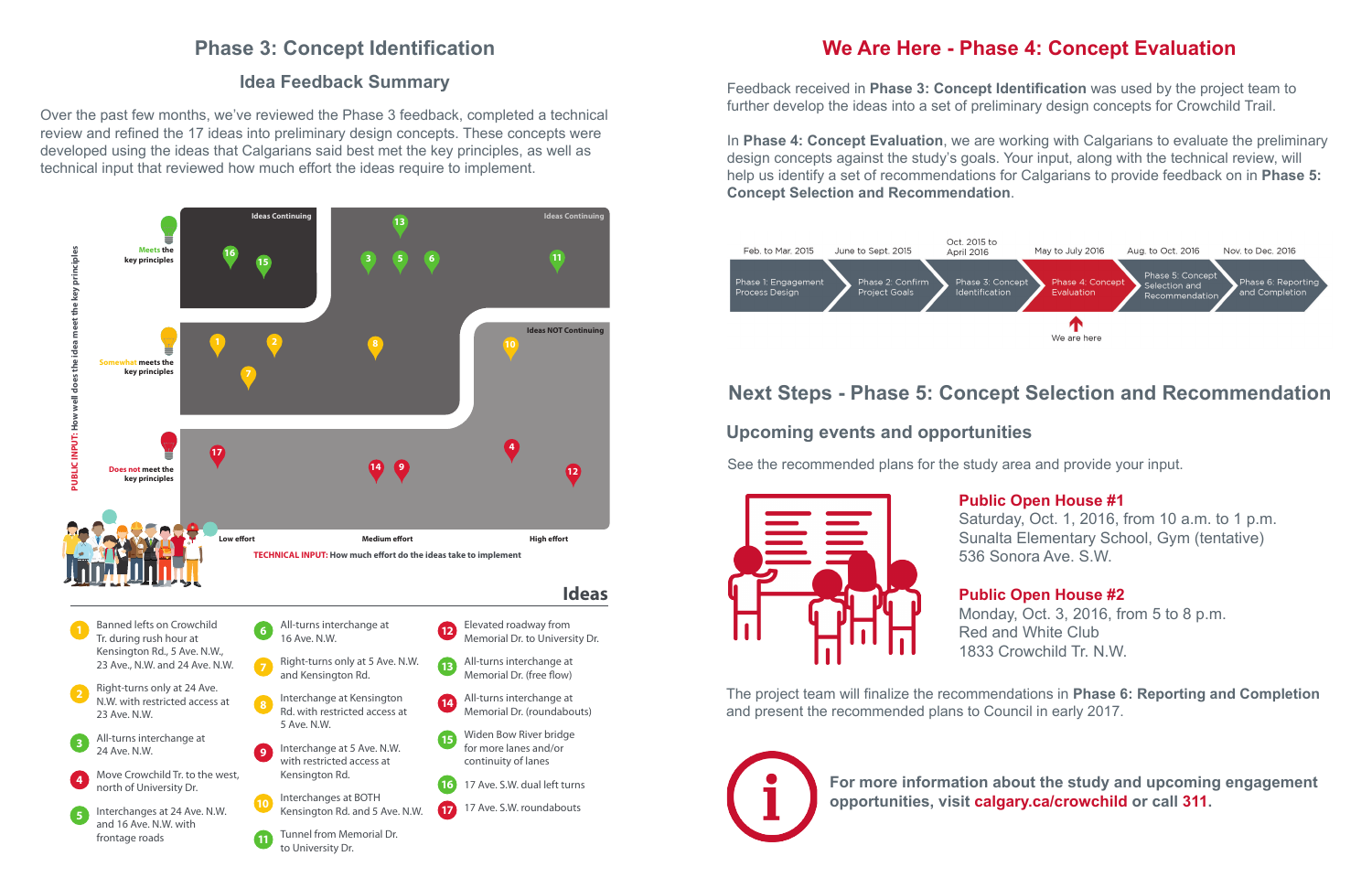## Phase 3: Concept Identification

### Idea Feedback Summary

Over the past few months, we've reviewed the Phase 3 feedback, completed a technical review and refined the 17 ideas into preliminary design concepts. These concepts were developed using the ideas that Calgarians said best met the key principles, as well as technical input that reviewed how much effort the ideas require to implement.

PUBLIC INPUT: How well does the idea meet the key principles

Meets the key principles

Somewhat meets the key principles

Does not meet the key principles

Ideas Continuing

Ideas Continuing

Ideas NOT Continuing

16 15 13 3 5 6 11

1 2 7 8 10

17 14 9 4 12

Low effort

Medium effort

High effort

TECHNICAL INPUT: How much effort do the ideas take to implement

### Ideas

1. Banned lefts on Crowchild Tr. during rush hour at Kensington Rd., 5 Ave. N.W., 23 Ave., N.W. and 24 Ave. N.W.
2. Right-turns only at 24 Ave. N.W. with restricted access at 23 Ave. N.W.
3. All-turns interchange at 24 Ave. N.W.
4. Move Crowchild Tr. to the west, north of University Dr.
5. Interchanges at 24 Ave. N.W. and 16 Ave. N.W. with frontage roads
6. All-turns interchange at 16 Ave. N.W.
7. Right-turns only at 5 Ave. N.W. and Kensington Rd.
8. Interchange at Kensington Rd. with restricted access at 5 Ave. N.W.
9. Interchange at 5 Ave. N.W. with restricted access at Kensington Rd.
10. Interchanges at BOTH Kensington Rd. and 5 Ave. N.W.
11. Tunnel from Memorial Dr. to University Dr.
12. Elevated roadway from Memorial Dr. to University Dr.
13. All-turns interchange at Memorial Dr. (free flow)
14. All-turns interchange at Memorial Dr. (roundabouts)
15. Widen Bow River bridge for more lanes and/or continuity of lanes
16. 17 Ave. S.W. dual left turns
17. 17 Ave. S.W. roundabouts

## We Are Here - Phase 4: Concept Evaluation

Feedback received in **Phase 3: Concept Identification** was used by the project team to further develop the ideas into a set of preliminary design concepts for Crowchild Trail.

In **Phase 4: Concept Evaluation**, we are working with Calgarians to evaluate the preliminary design concepts against the study's goals. Your input, along with the technical review, will help us identify a set of recommendations for Calgarians to provide feedback on in **Phase 5: Concept Selection and Recommendation**.

Feb. to Mar. 2015 — Phase 1: Engagement Process Design

June to Sept. 2015 — Phase 2: Confirm Project Goals

Oct. 2015 to April 2016 — Phase 3: Concept Identification

May to July 2016 — Phase 4: Concept Evaluation

Aug. to Oct. 2016 — Phase 5: Concept Selection and Recommendation

Nov. to Dec. 2016 — Phase 6: Reporting and Completion

We are here

## Next Steps - Phase 5: Concept Selection and Recommendation

### Upcoming events and opportunities

See the recommended plans for the study area and provide your input.

**Public Open House #1**
Saturday, Oct. 1, 2016, from 10 a.m. to 1 p.m.
Sunalta Elementary School, Gym (tentative)
536 Sonora Ave. S.W.

**Public Open House #2**
Monday, Oct. 3, 2016, from 5 to 8 p.m.
Red and White Club
1833 Crowchild Tr. N.W.

The project team will finalize the recommendations in **Phase 6: Reporting and Completion** and present the recommended plans to Council in early 2017.

**For more information about the study and upcoming engagement opportunities, visit calgary.ca/crowchild or call 311.**